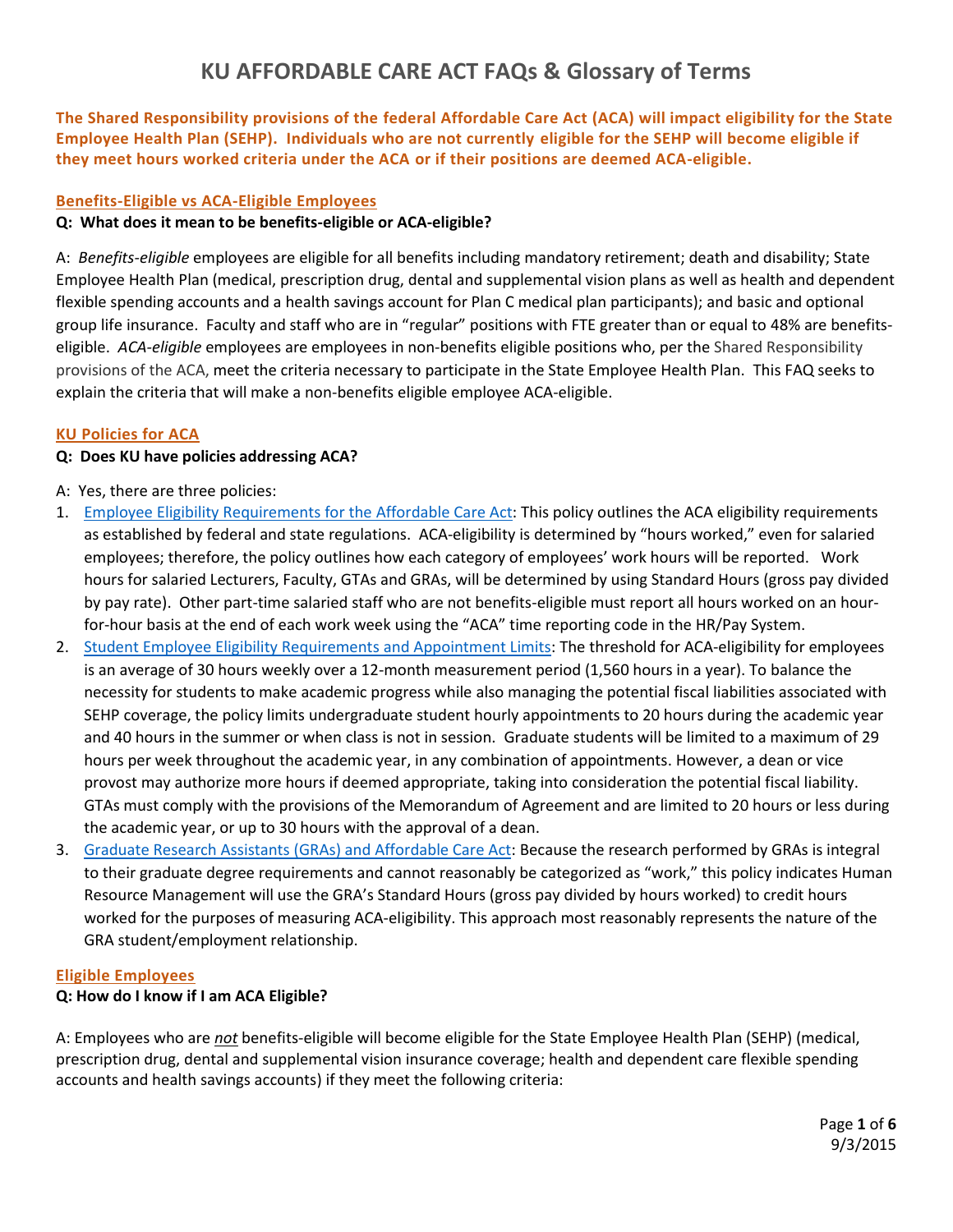# KU AFFORDABLE CARE ACT FAQs & Glossary of Terms

**The Shared Responsibility provisions of the federal Affordable Care Act (ACA) will impact eligibility for the State Employee Health Plan (SEHP). Individuals who are not currently eligible for the SEHP will become eligible if they meet hours worked criteria under the ACA or if their positions are deemed ACA-eligible.**

## Benefits-Eligible vs ACA-Eligible Employees

**Q: What does it mean to be benefits-eligible or ACA-eligible?**

A: *Benefits-eligible* employees are eligible for all benefits including mandatory retirement; death and disability; State Employee Health Plan (medical, prescription drug, dental and supplemental vision plans as well as health and dependent flexible spending accounts and a health savings account for Plan C medical plan participants); and basic and optional group life insurance. Faculty and staff who are in "regular" positions with FTE greater than or equal to 48% are benefits-eligible. *ACA-eligible* employees are employees in non-benefits eligible positions who, per the Shared Responsibility provisions of the ACA, meet the criteria necessary to participate in the State Employee Health Plan. This FAQ seeks to explain the criteria that will make a non-benefits eligible employee ACA-eligible.

## KU Policies for ACA

**Q: Does KU have policies addressing ACA?**

A: Yes, there are three policies:

1. Employee Eligibility Requirements for the Affordable Care Act: This policy outlines the ACA eligibility requirements as established by federal and state regulations. ACA-eligibility is determined by "hours worked," even for salaried employees; therefore, the policy outlines how each category of employees' work hours will be reported. Work hours for salaried Lecturers, Faculty, GTAs and GRAs, will be determined by using Standard Hours (gross pay divided by pay rate). Other part-time salaried staff who are not benefits-eligible must report all hours worked on an hour-for-hour basis at the end of each work week using the "ACA" time reporting code in the HR/Pay System.
2. Student Employee Eligibility Requirements and Appointment Limits: The threshold for ACA-eligibility for employees is an average of 30 hours weekly over a 12-month measurement period (1,560 hours in a year). To balance the necessity for students to make academic progress while also managing the potential fiscal liabilities associated with SEHP coverage, the policy limits undergraduate student hourly appointments to 20 hours during the academic year and 40 hours in the summer or when class is not in session. Graduate students will be limited to a maximum of 29 hours per week throughout the academic year, in any combination of appointments. However, a dean or vice provost may authorize more hours if deemed appropriate, taking into consideration the potential fiscal liability. GTAs must comply with the provisions of the Memorandum of Agreement and are limited to 20 hours or less during the academic year, or up to 30 hours with the approval of a dean.
3. Graduate Research Assistants (GRAs) and Affordable Care Act: Because the research performed by GRAs is integral to their graduate degree requirements and cannot reasonably be categorized as "work," this policy indicates Human Resource Management will use the GRA's Standard Hours (gross pay divided by hours worked) to credit hours worked for the purposes of measuring ACA-eligibility. This approach most reasonably represents the nature of the GRA student/employment relationship.

## Eligible Employees

**Q: How do I know if I am ACA Eligible?**

A: Employees who are ***not*** benefits-eligible will become eligible for the State Employee Health Plan (SEHP) (medical, prescription drug, dental and supplemental vision insurance coverage; health and dependent care flexible spending accounts and health savings accounts) if they meet the following criteria: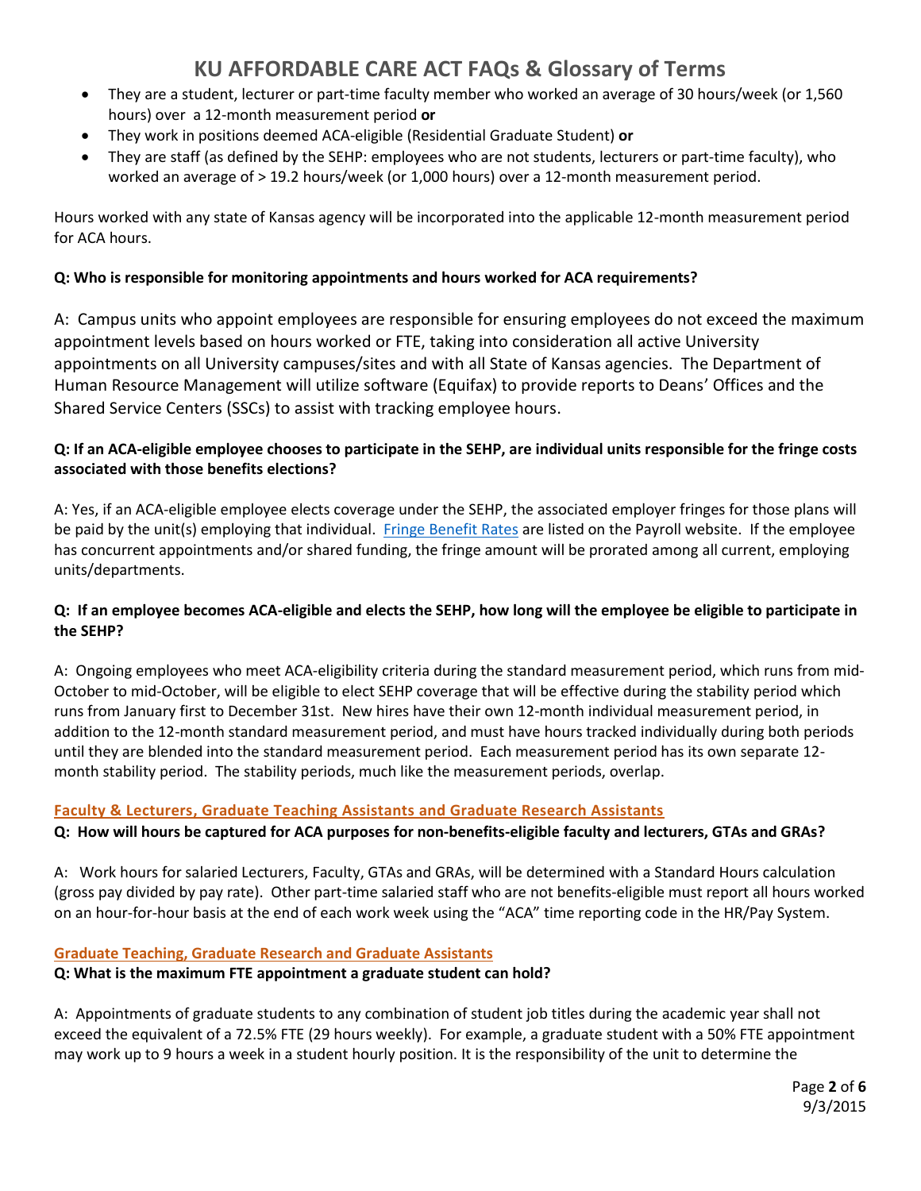- They are a student, lecturer or part-time faculty member who worked an average of 30 hours/week (or 1,560 hours) over a 12-month measurement period **or**
- They work in positions deemed ACA-eligible (Residential Graduate Student) **or**
- They are staff (as defined by the SEHP: employees who are not students, lecturers or part-time faculty), who worked an average of > 19.2 hours/week (or 1,000 hours) over a 12-month measurement period.

Hours worked with any state of Kansas agency will be incorporated into the applicable 12-month measurement period for ACA hours.

**Q: Who is responsible for monitoring appointments and hours worked for ACA requirements?**

A: Campus units who appoint employees are responsible for ensuring employees do not exceed the maximum appointment levels based on hours worked or FTE, taking into consideration all active University appointments on all University campuses/sites and with all State of Kansas agencies. The Department of Human Resource Management will utilize software (Equifax) to provide reports to Deans' Offices and the Shared Service Centers (SSCs) to assist with tracking employee hours.

**Q: If an ACA-eligible employee chooses to participate in the SEHP, are individual units responsible for the fringe costs associated with those benefits elections?**

A: Yes, if an ACA-eligible employee elects coverage under the SEHP, the associated employer fringes for those plans will be paid by the unit(s) employing that individual. Fringe Benefit Rates are listed on the Payroll website. If the employee has concurrent appointments and/or shared funding, the fringe amount will be prorated among all current, employing units/departments.

**Q: If an employee becomes ACA-eligible and elects the SEHP, how long will the employee be eligible to participate in the SEHP?**

A: Ongoing employees who meet ACA-eligibility criteria during the standard measurement period, which runs from mid-October to mid-October, will be eligible to elect SEHP coverage that will be effective during the stability period which runs from January first to December 31st. New hires have their own 12-month individual measurement period, in addition to the 12-month standard measurement period, and must have hours tracked individually during both periods until they are blended into the standard measurement period. Each measurement period has its own separate 12-month stability period. The stability periods, much like the measurement periods, overlap.

## Faculty & Lecturers, Graduate Teaching Assistants and Graduate Research Assistants

**Q: How will hours be captured for ACA purposes for non-benefits-eligible faculty and lecturers, GTAs and GRAs?**

A: Work hours for salaried Lecturers, Faculty, GTAs and GRAs, will be determined with a Standard Hours calculation (gross pay divided by pay rate). Other part-time salaried staff who are not benefits-eligible must report all hours worked on an hour-for-hour basis at the end of each work week using the "ACA" time reporting code in the HR/Pay System.

## Graduate Teaching, Graduate Research and Graduate Assistants

**Q: What is the maximum FTE appointment a graduate student can hold?**

A: Appointments of graduate students to any combination of student job titles during the academic year shall not exceed the equivalent of a 72.5% FTE (29 hours weekly). For example, a graduate student with a 50% FTE appointment may work up to 9 hours a week in a student hourly position. It is the responsibility of the unit to determine the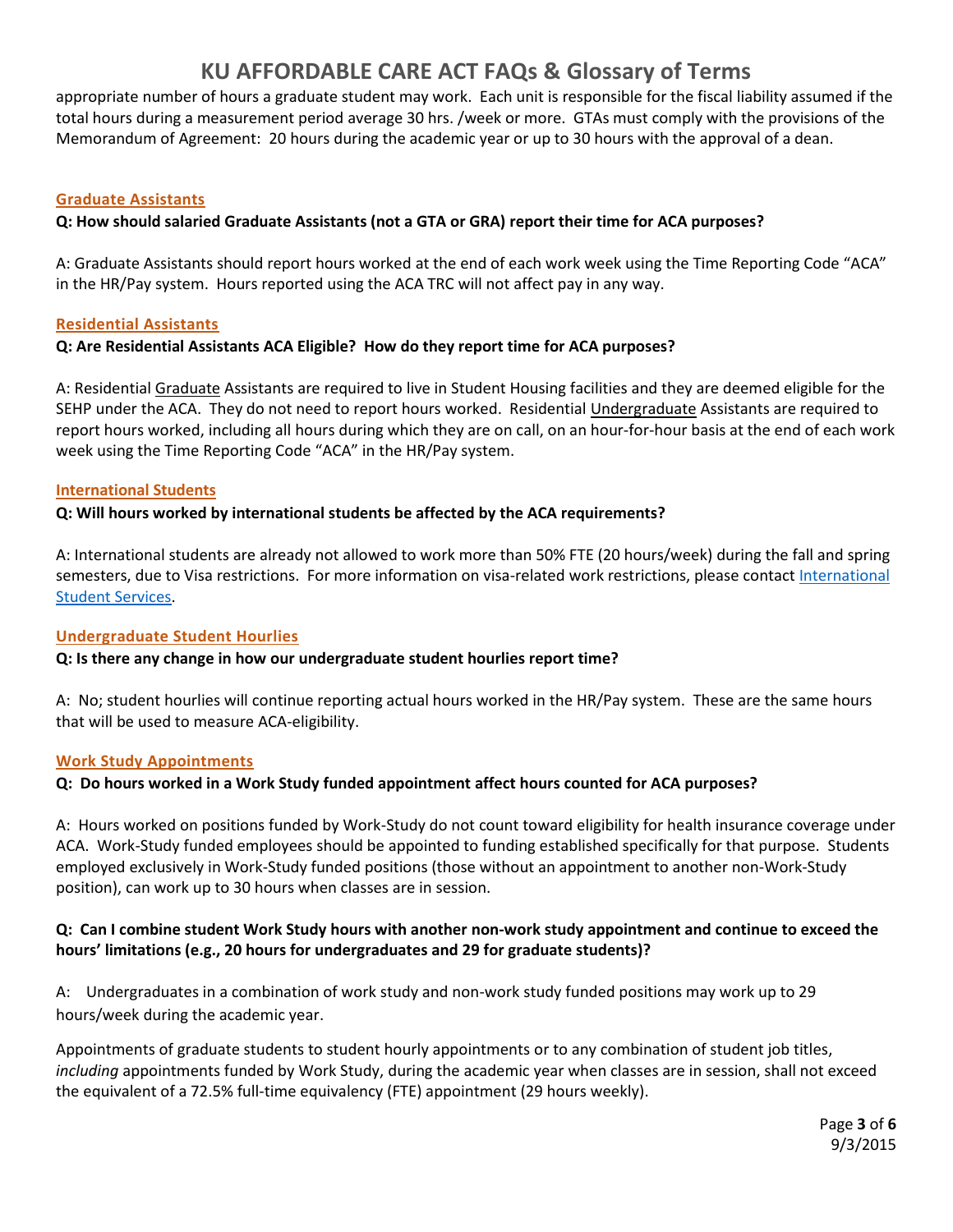appropriate number of hours a graduate student may work. Each unit is responsible for the fiscal liability assumed if the total hours during a measurement period average 30 hrs. /week or more. GTAs must comply with the provisions of the Memorandum of Agreement: 20 hours during the academic year or up to 30 hours with the approval of a dean.

### Graduate Assistants

**Q: How should salaried Graduate Assistants (not a GTA or GRA) report their time for ACA purposes?**

A: Graduate Assistants should report hours worked at the end of each work week using the Time Reporting Code "ACA" in the HR/Pay system. Hours reported using the ACA TRC will not affect pay in any way.

### Residential Assistants

**Q: Are Residential Assistants ACA Eligible? How do they report time for ACA purposes?**

A: Residential Graduate Assistants are required to live in Student Housing facilities and they are deemed eligible for the SEHP under the ACA. They do not need to report hours worked. Residential Undergraduate Assistants are required to report hours worked, including all hours during which they are on call, on an hour-for-hour basis at the end of each work week using the Time Reporting Code "ACA" in the HR/Pay system.

### International Students

**Q: Will hours worked by international students be affected by the ACA requirements?**

A: International students are already not allowed to work more than 50% FTE (20 hours/week) during the fall and spring semesters, due to Visa restrictions. For more information on visa-related work restrictions, please contact International Student Services.

### Undergraduate Student Hourlies

**Q: Is there any change in how our undergraduate student hourlies report time?**

A: No; student hourlies will continue reporting actual hours worked in the HR/Pay system. These are the same hours that will be used to measure ACA-eligibility.

### Work Study Appointments

**Q: Do hours worked in a Work Study funded appointment affect hours counted for ACA purposes?**

A: Hours worked on positions funded by Work-Study do not count toward eligibility for health insurance coverage under ACA. Work-Study funded employees should be appointed to funding established specifically for that purpose. Students employed exclusively in Work-Study funded positions (those without an appointment to another non-Work-Study position), can work up to 30 hours when classes are in session.

**Q: Can I combine student Work Study hours with another non-work study appointment and continue to exceed the hours' limitations (e.g., 20 hours for undergraduates and 29 for graduate students)?**

A: Undergraduates in a combination of work study and non-work study funded positions may work up to 29 hours/week during the academic year.

Appointments of graduate students to student hourly appointments or to any combination of student job titles, *including* appointments funded by Work Study, during the academic year when classes are in session, shall not exceed the equivalent of a 72.5% full-time equivalency (FTE) appointment (29 hours weekly).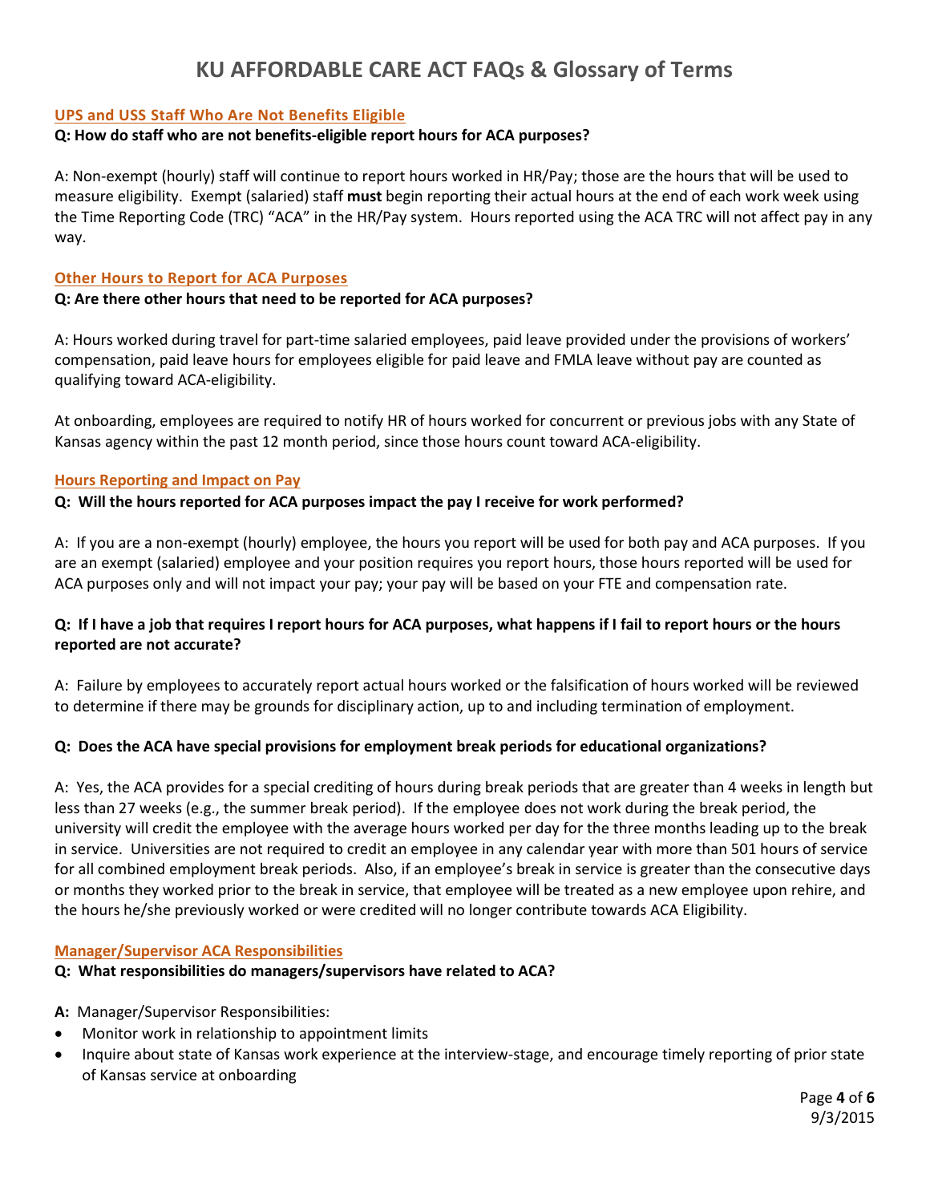# KU AFFORDABLE CARE ACT FAQs & Glossary of Terms

### UPS and USS Staff Who Are Not Benefits Eligible

**Q: How do staff who are not benefits-eligible report hours for ACA purposes?**

A: Non-exempt (hourly) staff will continue to report hours worked in HR/Pay; those are the hours that will be used to measure eligibility. Exempt (salaried) staff **must** begin reporting their actual hours at the end of each work week using the Time Reporting Code (TRC) "ACA" in the HR/Pay system. Hours reported using the ACA TRC will not affect pay in any way.

### Other Hours to Report for ACA Purposes

**Q: Are there other hours that need to be reported for ACA purposes?**

A: Hours worked during travel for part-time salaried employees, paid leave provided under the provisions of workers' compensation, paid leave hours for employees eligible for paid leave and FMLA leave without pay are counted as qualifying toward ACA-eligibility.

At onboarding, employees are required to notify HR of hours worked for concurrent or previous jobs with any State of Kansas agency within the past 12 month period, since those hours count toward ACA-eligibility.

### Hours Reporting and Impact on Pay

**Q: Will the hours reported for ACA purposes impact the pay I receive for work performed?**

A: If you are a non-exempt (hourly) employee, the hours you report will be used for both pay and ACA purposes. If you are an exempt (salaried) employee and your position requires you report hours, those hours reported will be used for ACA purposes only and will not impact your pay; your pay will be based on your FTE and compensation rate.

**Q: If I have a job that requires I report hours for ACA purposes, what happens if I fail to report hours or the hours reported are not accurate?**

A: Failure by employees to accurately report actual hours worked or the falsification of hours worked will be reviewed to determine if there may be grounds for disciplinary action, up to and including termination of employment.

**Q: Does the ACA have special provisions for employment break periods for educational organizations?**

A: Yes, the ACA provides for a special crediting of hours during break periods that are greater than 4 weeks in length but less than 27 weeks (e.g., the summer break period). If the employee does not work during the break period, the university will credit the employee with the average hours worked per day for the three months leading up to the break in service. Universities are not required to credit an employee in any calendar year with more than 501 hours of service for all combined employment break periods. Also, if an employee's break in service is greater than the consecutive days or months they worked prior to the break in service, that employee will be treated as a new employee upon rehire, and the hours he/she previously worked or were credited will no longer contribute towards ACA Eligibility.

### Manager/Supervisor ACA Responsibilities

**Q: What responsibilities do managers/supervisors have related to ACA?**

**A:** Manager/Supervisor Responsibilities:

- Monitor work in relationship to appointment limits
- Inquire about state of Kansas work experience at the interview-stage, and encourage timely reporting of prior state of Kansas service at onboarding

9/3/2015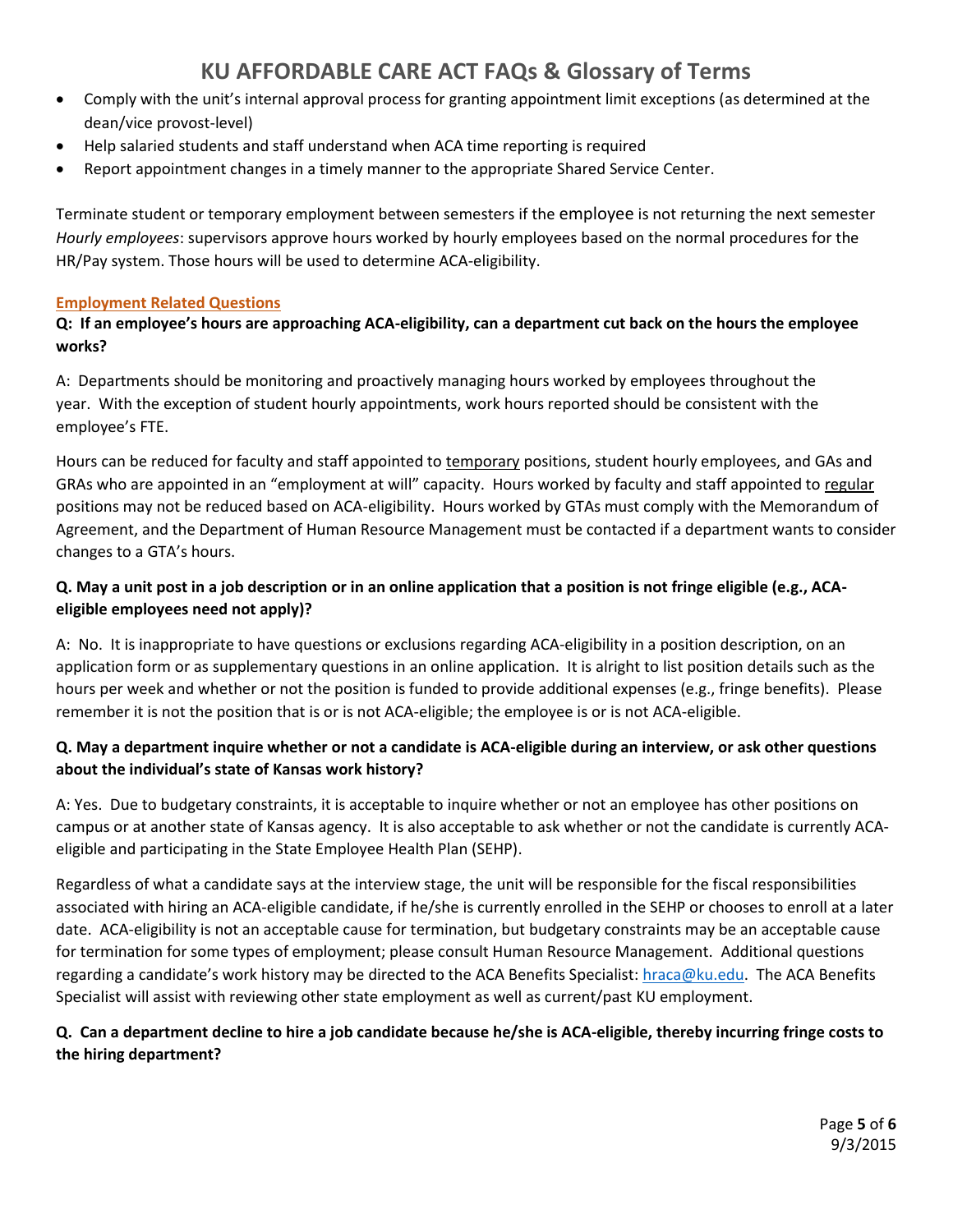- Comply with the unit's internal approval process for granting appointment limit exceptions (as determined at the dean/vice provost-level)
- Help salaried students and staff understand when ACA time reporting is required
- Report appointment changes in a timely manner to the appropriate Shared Service Center.

Terminate student or temporary employment between semesters if the employee is not returning the next semester
*Hourly employees*: supervisors approve hours worked by hourly employees based on the normal procedures for the HR/Pay system. Those hours will be used to determine ACA-eligibility.

### Employment Related Questions

**Q: If an employee's hours are approaching ACA-eligibility, can a department cut back on the hours the employee works?**

A: Departments should be monitoring and proactively managing hours worked by employees throughout the year. With the exception of student hourly appointments, work hours reported should be consistent with the employee's FTE.

Hours can be reduced for faculty and staff appointed to temporary positions, student hourly employees, and GAs and GRAs who are appointed in an "employment at will" capacity. Hours worked by faculty and staff appointed to regular positions may not be reduced based on ACA-eligibility. Hours worked by GTAs must comply with the Memorandum of Agreement, and the Department of Human Resource Management must be contacted if a department wants to consider changes to a GTA's hours.

**Q. May a unit post in a job description or in an online application that a position is not fringe eligible (e.g., ACA-eligible employees need not apply)?**

A: No. It is inappropriate to have questions or exclusions regarding ACA-eligibility in a position description, on an application form or as supplementary questions in an online application. It is alright to list position details such as the hours per week and whether or not the position is funded to provide additional expenses (e.g., fringe benefits). Please remember it is not the position that is or is not ACA-eligible; the employee is or is not ACA-eligible.

**Q. May a department inquire whether or not a candidate is ACA-eligible during an interview, or ask other questions about the individual's state of Kansas work history?**

A: Yes. Due to budgetary constraints, it is acceptable to inquire whether or not an employee has other positions on campus or at another state of Kansas agency. It is also acceptable to ask whether or not the candidate is currently ACA-eligible and participating in the State Employee Health Plan (SEHP).

Regardless of what a candidate says at the interview stage, the unit will be responsible for the fiscal responsibilities associated with hiring an ACA-eligible candidate, if he/she is currently enrolled in the SEHP or chooses to enroll at a later date. ACA-eligibility is not an acceptable cause for termination, but budgetary constraints may be an acceptable cause for termination for some types of employment; please consult Human Resource Management. Additional questions regarding a candidate's work history may be directed to the ACA Benefits Specialist: hraca@ku.edu. The ACA Benefits Specialist will assist with reviewing other state employment as well as current/past KU employment.

**Q. Can a department decline to hire a job candidate because he/she is ACA-eligible, thereby incurring fringe costs to the hiring department?**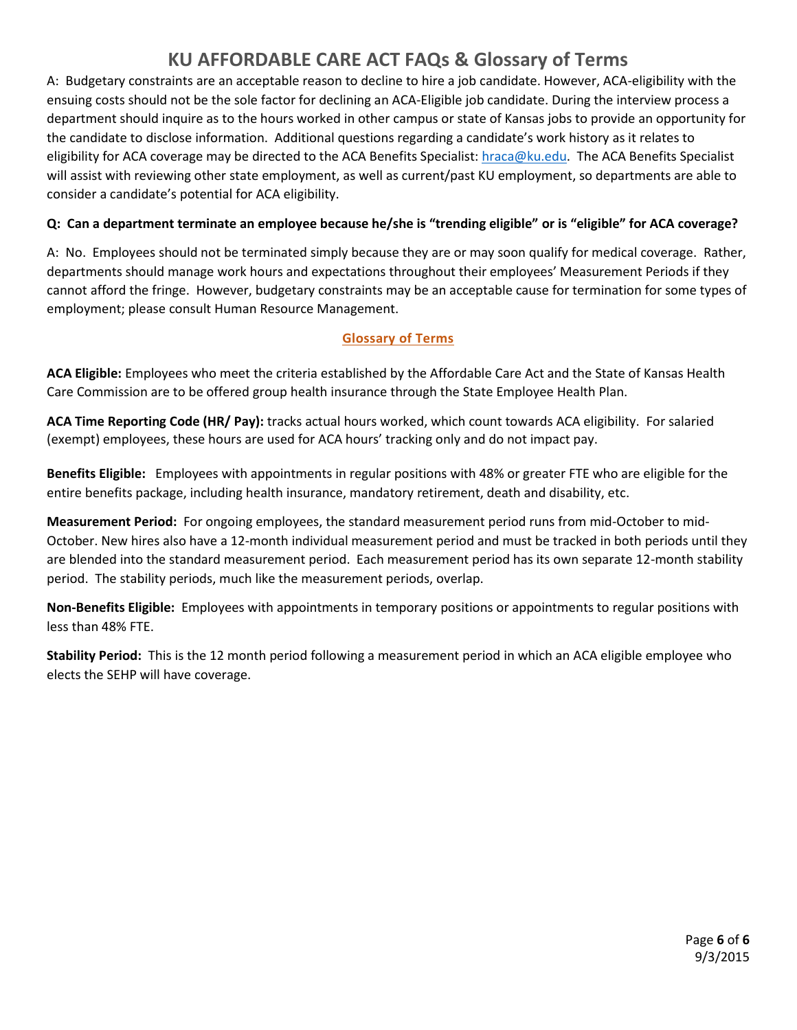A: Budgetary constraints are an acceptable reason to decline to hire a job candidate. However, ACA-eligibility with the ensuing costs should not be the sole factor for declining an ACA-Eligible job candidate. During the interview process a department should inquire as to the hours worked in other campus or state of Kansas jobs to provide an opportunity for the candidate to disclose information. Additional questions regarding a candidate's work history as it relates to eligibility for ACA coverage may be directed to the ACA Benefits Specialist: hraca@ku.edu. The ACA Benefits Specialist will assist with reviewing other state employment, as well as current/past KU employment, so departments are able to consider a candidate's potential for ACA eligibility.

**Q: Can a department terminate an employee because he/she is "trending eligible" or is "eligible" for ACA coverage?**

A: No. Employees should not be terminated simply because they are or may soon qualify for medical coverage. Rather, departments should manage work hours and expectations throughout their employees' Measurement Periods if they cannot afford the fringe. However, budgetary constraints may be an acceptable cause for termination for some types of employment; please consult Human Resource Management.

## Glossary of Terms

**ACA Eligible:** Employees who meet the criteria established by the Affordable Care Act and the State of Kansas Health Care Commission are to be offered group health insurance through the State Employee Health Plan.

**ACA Time Reporting Code (HR/ Pay):** tracks actual hours worked, which count towards ACA eligibility. For salaried (exempt) employees, these hours are used for ACA hours' tracking only and do not impact pay.

**Benefits Eligible:** Employees with appointments in regular positions with 48% or greater FTE who are eligible for the entire benefits package, including health insurance, mandatory retirement, death and disability, etc.

**Measurement Period:** For ongoing employees, the standard measurement period runs from mid-October to mid-October. New hires also have a 12-month individual measurement period and must be tracked in both periods until they are blended into the standard measurement period. Each measurement period has its own separate 12-month stability period. The stability periods, much like the measurement periods, overlap.

**Non-Benefits Eligible:** Employees with appointments in temporary positions or appointments to regular positions with less than 48% FTE.

**Stability Period:** This is the 12 month period following a measurement period in which an ACA eligible employee who elects the SEHP will have coverage.